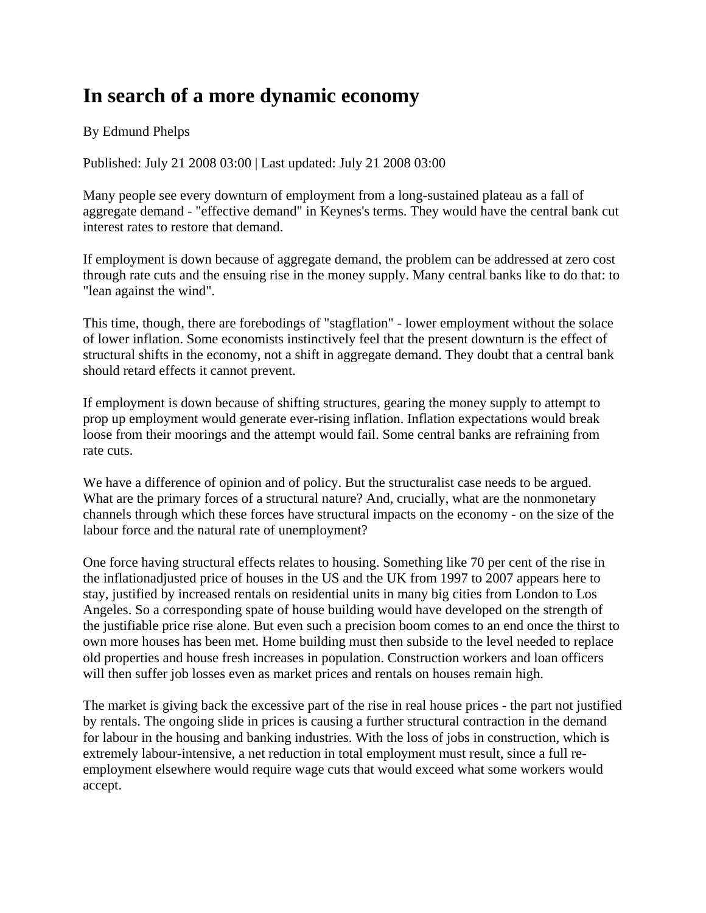# In search of a more dynamic economy

By Edmund Phelps

Published: July 21 2008 03:00 | Last updated: July 21 2008 03:00

Many people see every downturn of employment from a long-sustained plateau as a fall of aggregate demand - "effective demand" in Keynes's terms. They would have the central bank cut interest rates to restore that demand.

If employment is down because of aggregate demand, the problem can be addressed at zero cost through rate cuts and the ensuing rise in the money supply. Many central banks like to do that: to "lean against the wind".

This time, though, there are forebodings of "stagflation" - lower employment without the solace of lower inflation. Some economists instinctively feel that the present downturn is the effect of structural shifts in the economy, not a shift in aggregate demand. They doubt that a central bank should retard effects it cannot prevent.

If employment is down because of shifting structures, gearing the money supply to attempt to prop up employment would generate ever-rising inflation. Inflation expectations would break loose from their moorings and the attempt would fail. Some central banks are refraining from rate cuts.

We have a difference of opinion and of policy. But the structuralist case needs to be argued. What are the primary forces of a structural nature? And, crucially, what are the nonmonetary channels through which these forces have structural impacts on the economy - on the size of the labour force and the natural rate of unemployment?

One force having structural effects relates to housing. Something like 70 per cent of the rise in the inflationadjusted price of houses in the US and the UK from 1997 to 2007 appears here to stay, justified by increased rentals on residential units in many big cities from London to Los Angeles. So a corresponding spate of house building would have developed on the strength of the justifiable price rise alone. But even such a precision boom comes to an end once the thirst to own more houses has been met. Home building must then subside to the level needed to replace old properties and house fresh increases in population. Construction workers and loan officers will then suffer job losses even as market prices and rentals on houses remain high.

The market is giving back the excessive part of the rise in real house prices - the part not justified by rentals. The ongoing slide in prices is causing a further structural contraction in the demand for labour in the housing and banking industries. With the loss of jobs in construction, which is extremely labour-intensive, a net reduction in total employment must result, since a full re-employment elsewhere would require wage cuts that would exceed what some workers would accept.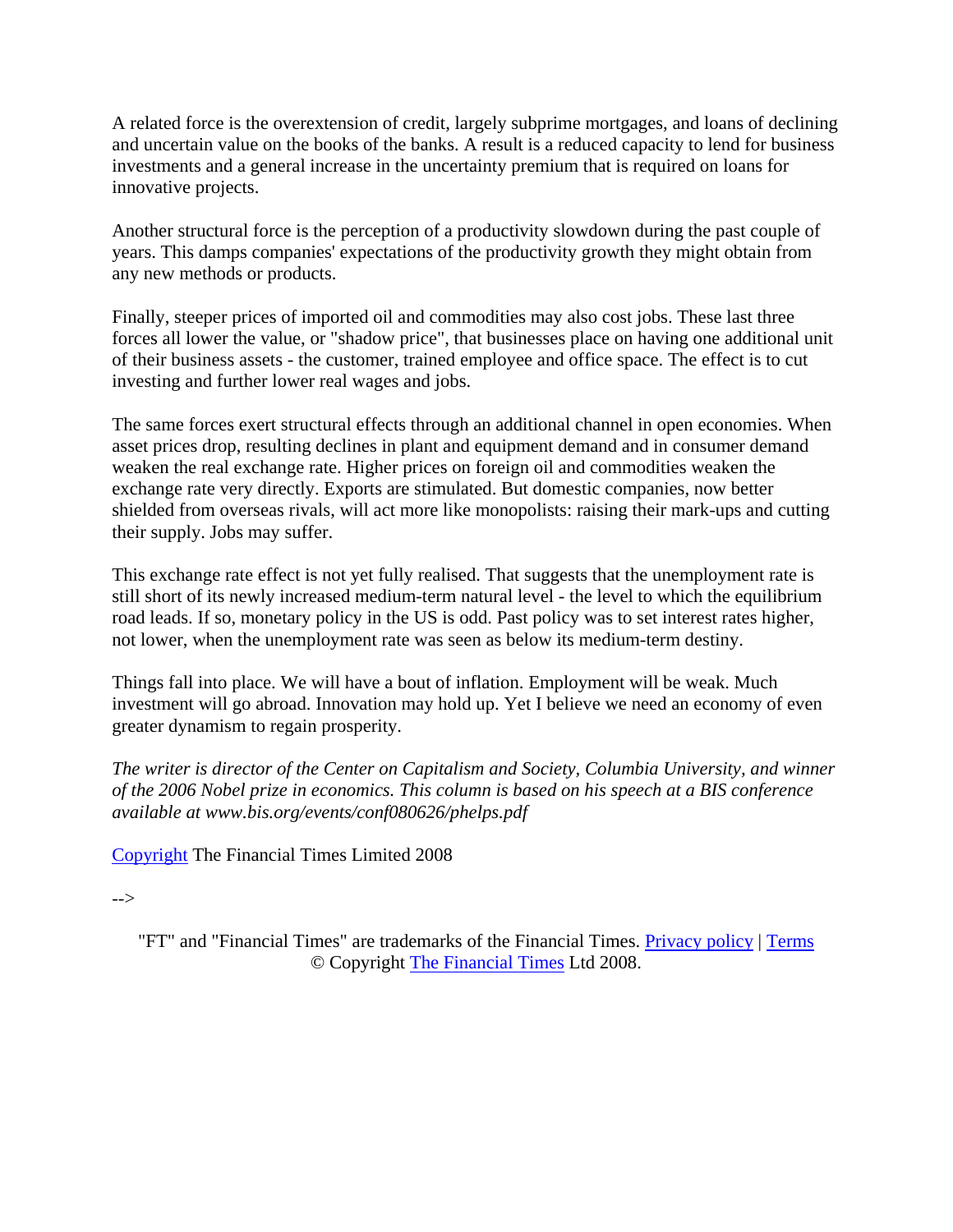A related force is the overextension of credit, largely subprime mortgages, and loans of declining and uncertain value on the books of the banks. A result is a reduced capacity to lend for business investments and a general increase in the uncertainty premium that is required on loans for innovative projects.

Another structural force is the perception of a productivity slowdown during the past couple of years. This damps companies' expectations of the productivity growth they might obtain from any new methods or products.

Finally, steeper prices of imported oil and commodities may also cost jobs. These last three forces all lower the value, or "shadow price", that businesses place on having one additional unit of their business assets - the customer, trained employee and office space. The effect is to cut investing and further lower real wages and jobs.

The same forces exert structural effects through an additional channel in open economies. When asset prices drop, resulting declines in plant and equipment demand and in consumer demand weaken the real exchange rate. Higher prices on foreign oil and commodities weaken the exchange rate very directly. Exports are stimulated. But domestic companies, now better shielded from overseas rivals, will act more like monopolists: raising their mark-ups and cutting their supply. Jobs may suffer.

This exchange rate effect is not yet fully realised. That suggests that the unemployment rate is still short of its newly increased medium-term natural level - the level to which the equilibrium road leads. If so, monetary policy in the US is odd. Past policy was to set interest rates higher, not lower, when the unemployment rate was seen as below its medium-term destiny.

Things fall into place. We will have a bout of inflation. Employment will be weak. Much investment will go abroad. Innovation may hold up. Yet I believe we need an economy of even greater dynamism to regain prosperity.

*The writer is director of the Center on Capitalism and Society, Columbia University, and winner of the 2006 Nobel prize in economics. This column is based on his speech at a BIS conference available at www.bis.org/events/conf080626/phelps.pdf*

Copyright The Financial Times Limited 2008

-->

"FT" and "Financial Times" are trademarks of the Financial Times. Privacy policy | Terms
© Copyright The Financial Times Ltd 2008.